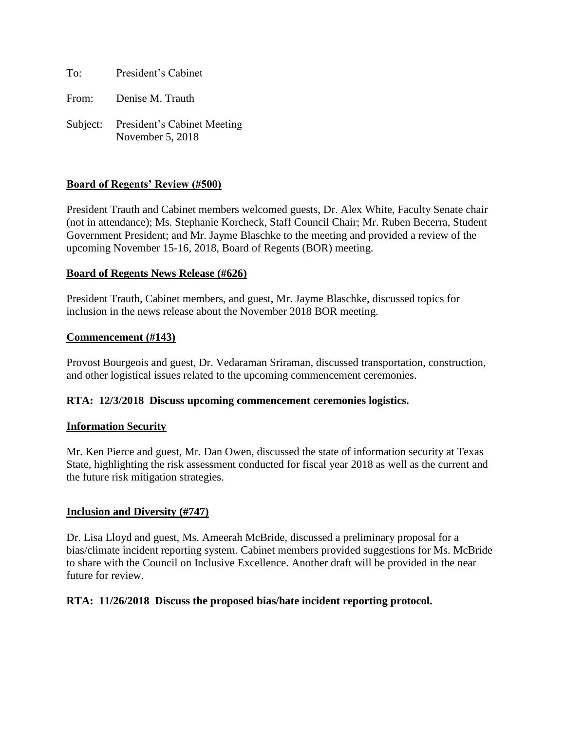To: President's Cabinet

From: Denise M. Trauth

Subject: President's Cabinet Meeting  
November 5, 2018

**Board of Regents' Review (#500)**

President Trauth and Cabinet members welcomed guests, Dr. Alex White, Faculty Senate chair (not in attendance); Ms. Stephanie Korcheck, Staff Council Chair; Mr. Ruben Becerra, Student Government President; and Mr. Jayme Blaschke to the meeting and provided a review of the upcoming November 15-16, 2018, Board of Regents (BOR) meeting.

**Board of Regents News Release (#626)**

President Trauth, Cabinet members, and guest, Mr. Jayme Blaschke, discussed topics for inclusion in the news release about the November 2018 BOR meeting.

**Commencement (#143)**

Provost Bourgeois and guest, Dr. Vedaraman Sriraman, discussed transportation, construction, and other logistical issues related to the upcoming commencement ceremonies.

**RTA: 12/3/2018 Discuss upcoming commencement ceremonies logistics.**

**Information Security**

Mr. Ken Pierce and guest, Mr. Dan Owen, discussed the state of information security at Texas State, highlighting the risk assessment conducted for fiscal year 2018 as well as the current and the future risk mitigation strategies.

**Inclusion and Diversity (#747)**

Dr. Lisa Lloyd and guest, Ms. Ameerah McBride, discussed a preliminary proposal for a bias/climate incident reporting system. Cabinet members provided suggestions for Ms. McBride to share with the Council on Inclusive Excellence. Another draft will be provided in the near future for review.

**RTA: 11/26/2018 Discuss the proposed bias/hate incident reporting protocol.**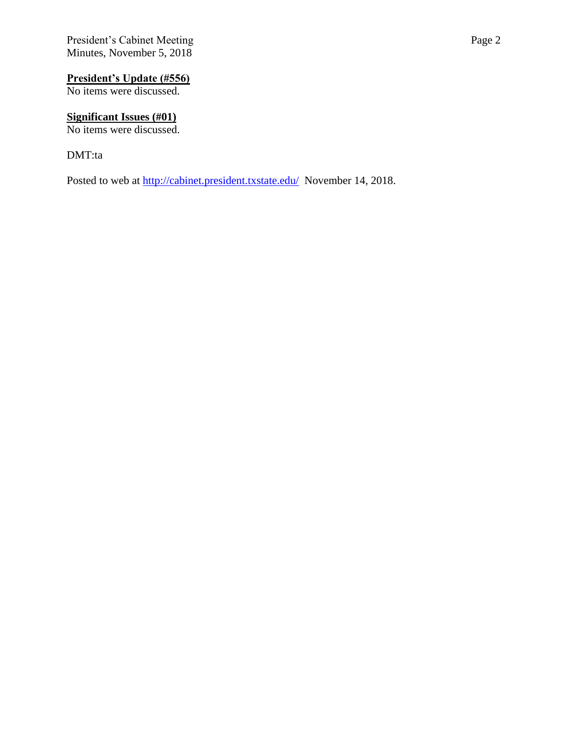**President's Update (#556)**
No items were discussed.

**Significant Issues (#01)**
No items were discussed.

DMT:ta

Posted to web at http://cabinet.president.txstate.edu/ November 14, 2018.